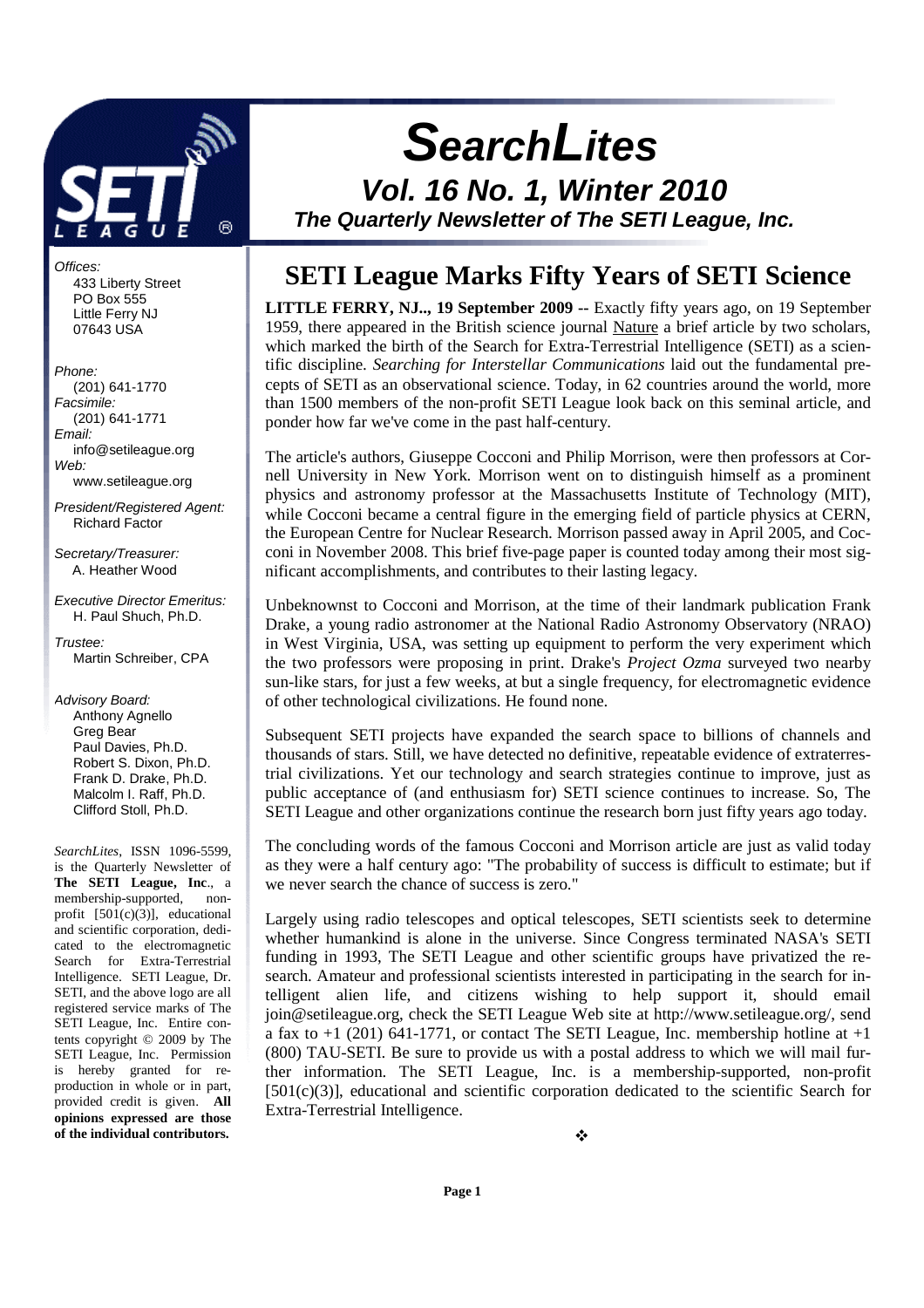# SearchLites

## Vol. 16 No. 1, Winter 2010

### The Quarterly Newsletter of The SETI League, Inc.

*Offices:*
433 Liberty Street
PO Box 555
Little Ferry NJ
07643 USA

*Phone:*
(201) 641-1770
*Facsimile:*
(201) 641-1771
*Email:*
info@setileague.org
*Web:*
www.setileague.org

*President/Registered Agent:*
Richard Factor

*Secretary/Treasurer:*
A. Heather Wood

*Executive Director Emeritus:*
H. Paul Shuch, Ph.D.

*Trustee:*
Martin Schreiber, CPA

*Advisory Board:*
Anthony Agnello
Greg Bear
Paul Davies, Ph.D.
Robert S. Dixon, Ph.D.
Frank D. Drake, Ph.D.
Malcolm I. Raff, Ph.D.
Clifford Stoll, Ph.D.

*SearchLites*, ISSN 1096-5599, is the Quarterly Newsletter of **The SETI League, Inc**., a membership-supported, non-profit [501(c)(3)], educational and scientific corporation, dedicated to the electromagnetic Search for Extra-Terrestrial Intelligence. SETI League, Dr. SETI, and the above logo are all registered service marks of The SETI League, Inc. Entire contents copyright © 2009 by The SETI League, Inc. Permission is hereby granted for reproduction in whole or in part, provided credit is given. **All opinions expressed are those of the individual contributors.**

## SETI League Marks Fifty Years of SETI Science

**LITTLE FERRY, NJ.., 19 September 2009 --** Exactly fifty years ago, on 19 September 1959, there appeared in the British science journal Nature a brief article by two scholars, which marked the birth of the Search for Extra-Terrestrial Intelligence (SETI) as a scientific discipline. *Searching for Interstellar Communications* laid out the fundamental precepts of SETI as an observational science. Today, in 62 countries around the world, more than 1500 members of the non-profit SETI League look back on this seminal article, and ponder how far we've come in the past half-century.

The article's authors, Giuseppe Cocconi and Philip Morrison, were then professors at Cornell University in New York. Morrison went on to distinguish himself as a prominent physics and astronomy professor at the Massachusetts Institute of Technology (MIT), while Cocconi became a central figure in the emerging field of particle physics at CERN, the European Centre for Nuclear Research. Morrison passed away in April 2005, and Cocconi in November 2008. This brief five-page paper is counted today among their most significant accomplishments, and contributes to their lasting legacy.

Unbeknownst to Cocconi and Morrison, at the time of their landmark publication Frank Drake, a young radio astronomer at the National Radio Astronomy Observatory (NRAO) in West Virginia, USA, was setting up equipment to perform the very experiment which the two professors were proposing in print. Drake's *Project Ozma* surveyed two nearby sun-like stars, for just a few weeks, at but a single frequency, for electromagnetic evidence of other technological civilizations. He found none.

Subsequent SETI projects have expanded the search space to billions of channels and thousands of stars. Still, we have detected no definitive, repeatable evidence of extraterrestrial civilizations. Yet our technology and search strategies continue to improve, just as public acceptance of (and enthusiasm for) SETI science continues to increase. So, The SETI League and other organizations continue the research born just fifty years ago today.

The concluding words of the famous Cocconi and Morrison article are just as valid today as they were a half century ago: "The probability of success is difficult to estimate; but if we never search the chance of success is zero."

Largely using radio telescopes and optical telescopes, SETI scientists seek to determine whether humankind is alone in the universe. Since Congress terminated NASA's SETI funding in 1993, The SETI League and other scientific groups have privatized the research. Amateur and professional scientists interested in participating in the search for intelligent alien life, and citizens wishing to help support it, should email join@setileague.org, check the SETI League Web site at http://www.setileague.org/, send a fax to +1 (201) 641-1771, or contact The SETI League, Inc. membership hotline at +1 (800) TAU-SETI. Be sure to provide us with a postal address to which we will mail further information. The SETI League, Inc. is a membership-supported, non-profit [501(c)(3)], educational and scientific corporation dedicated to the scientific Search for Extra-Terrestrial Intelligence.

❖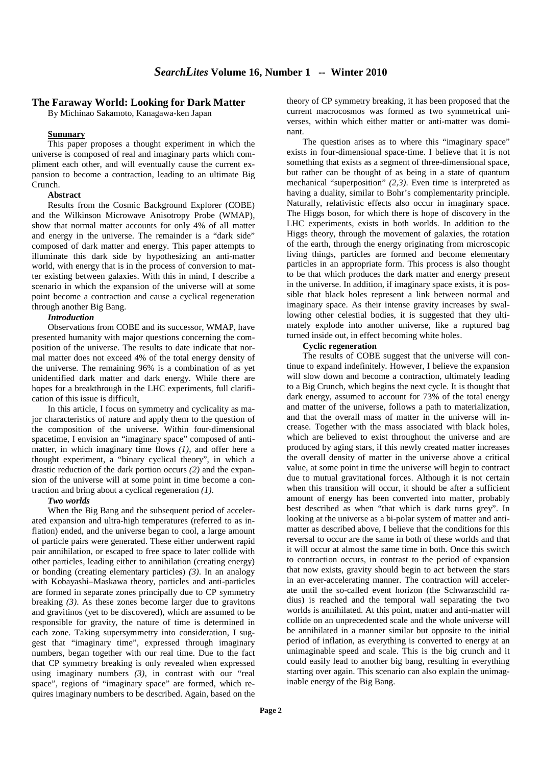## The Faraway World: Looking for Dark Matter

By Michinao Sakamoto, Kanagawa-ken Japan

**Summary**

This paper proposes a thought experiment in which the universe is composed of real and imaginary parts which compliment each other, and will eventually cause the current expansion to become a contraction, leading to an ultimate Big Crunch.

**Abstract**

Results from the Cosmic Background Explorer (COBE) and the Wilkinson Microwave Anisotropy Probe (WMAP), show that normal matter accounts for only 4% of all matter and energy in the universe. The remainder is a "dark side" composed of dark matter and energy. This paper attempts to illuminate this dark side by hypothesizing an anti-matter world, with energy that is in the process of conversion to matter existing between galaxies. With this in mind, I describe a scenario in which the expansion of the universe will at some point become a contraction and cause a cyclical regeneration through another Big Bang.

***Introduction***

Observations from COBE and its successor, WMAP, have presented humanity with major questions concerning the composition of the universe. The results to date indicate that normal matter does not exceed 4% of the total energy density of the universe. The remaining 96% is a combination of as yet unidentified dark matter and dark energy. While there are hopes for a breakthrough in the LHC experiments, full clarification of this issue is difficult.

In this article, I focus on symmetry and cyclicality as major characteristics of nature and apply them to the question of the composition of the universe. Within four-dimensional spacetime, I envision an "imaginary space" composed of anti-matter, in which imaginary time flows *(1)*, and offer here a thought experiment, a "binary cyclical theory", in which a drastic reduction of the dark portion occurs *(2)* and the expansion of the universe will at some point in time become a contraction and bring about a cyclical regeneration *(1)*.

***Two worlds***

When the Big Bang and the subsequent period of accelerated expansion and ultra-high temperatures (referred to as inflation) ended, and the universe began to cool, a large amount of particle pairs were generated. These either underwent rapid pair annihilation, or escaped to free space to later collide with other particles, leading either to annihilation (creating energy) or bonding (creating elementary particles) *(3)*. In an analogy with Kobayashi–Maskawa theory, particles and anti-particles are formed in separate zones principally due to CP symmetry breaking *(3)*. As these zones become larger due to gravitons and gravitinos (yet to be discovered), which are assumed to be responsible for gravity, the nature of time is determined in each zone. Taking supersymmetry into consideration, I suggest that "imaginary time", expressed through imaginary numbers, began together with our real time. Due to the fact that CP symmetry breaking is only revealed when expressed using imaginary numbers *(3)*, in contrast with our "real space", regions of "imaginary space" are formed, which requires imaginary numbers to be described. Again, based on the theory of CP symmetry breaking, it has been proposed that the current macrocosmos was formed as two symmetrical universes, within which either matter or anti-matter was dominant.

The question arises as to where this "imaginary space" exists in four-dimensional space-time. I believe that it is not something that exists as a segment of three-dimensional space, but rather can be thought of as being in a state of quantum mechanical "superposition" *(2,3)*. Even time is interpreted as having a duality, similar to Bohr's complementarity principle. Naturally, relativistic effects also occur in imaginary space. The Higgs boson, for which there is hope of discovery in the LHC experiments, exists in both worlds. In addition to the Higgs theory, through the movement of galaxies, the rotation of the earth, through the energy originating from microscopic living things, particles are formed and become elementary particles in an appropriate form. This process is also thought to be that which produces the dark matter and energy present in the universe. In addition, if imaginary space exists, it is possible that black holes represent a link between normal and imaginary space. As their intense gravity increases by swallowing other celestial bodies, it is suggested that they ultimately explode into another universe, like a ruptured bag turned inside out, in effect becoming white holes.

**Cyclic regeneration**

The results of COBE suggest that the universe will continue to expand indefinitely. However, I believe the expansion will slow down and become a contraction, ultimately leading to a Big Crunch, which begins the next cycle. It is thought that dark energy, assumed to account for 73% of the total energy and matter of the universe, follows a path to materialization, and that the overall mass of matter in the universe will increase. Together with the mass associated with black holes, which are believed to exist throughout the universe and are produced by aging stars, if this newly created matter increases the overall density of matter in the universe above a critical value, at some point in time the universe will begin to contract due to mutual gravitational forces. Although it is not certain when this transition will occur, it should be after a sufficient amount of energy has been converted into matter, probably best described as when "that which is dark turns grey". In looking at the universe as a bi-polar system of matter and anti-matter as described above, I believe that the conditions for this reversal to occur are the same in both of these worlds and that it will occur at almost the same time in both. Once this switch to contraction occurs, in contrast to the period of expansion that now exists, gravity should begin to act between the stars in an ever-accelerating manner. The contraction will accelerate until the so-called event horizon (the Schwarzschild radius) is reached and the temporal wall separating the two worlds is annihilated. At this point, matter and anti-matter will collide on an unprecedented scale and the whole universe will be annihilated in a manner similar but opposite to the initial period of inflation, as everything is converted to energy at an unimaginable speed and scale. This is the big crunch and it could easily lead to another big bang, resulting in everything starting over again. This scenario can also explain the unimaginable energy of the Big Bang.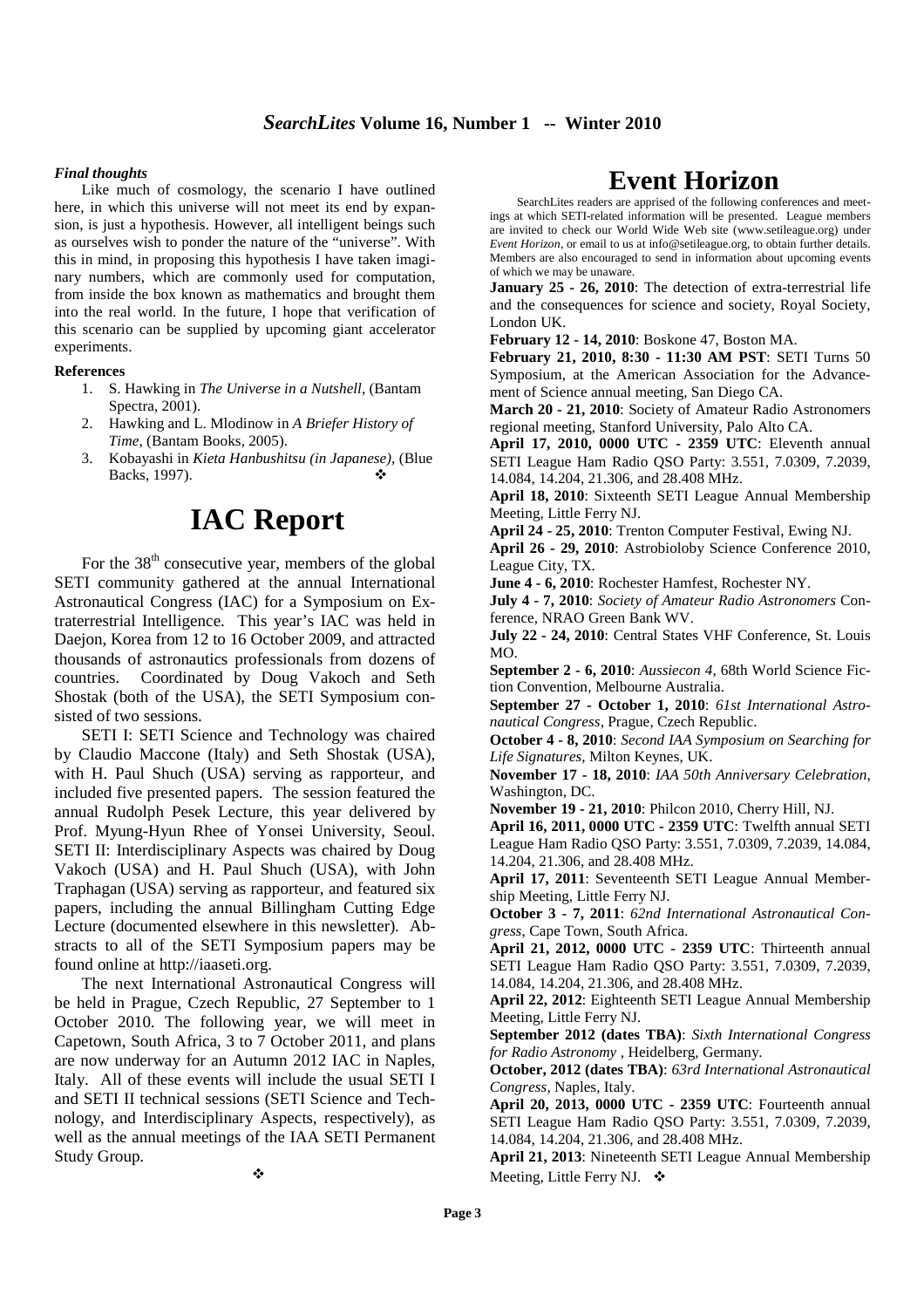### *Final thoughts*

Like much of cosmology, the scenario I have outlined here, in which this universe will not meet its end by expansion, is just a hypothesis. However, all intelligent beings such as ourselves wish to ponder the nature of the "universe". With this in mind, in proposing this hypothesis I have taken imaginary numbers, which are commonly used for computation, from inside the box known as mathematics and brought them into the real world. In the future, I hope that verification of this scenario can be supplied by upcoming giant accelerator experiments.

**References**

1. S. Hawking in *The Universe in a Nutshell*, (Bantam Spectra, 2001).
2. Hawking and L. Mlodinow in *A Briefer History of Time*, (Bantam Books, 2005).
3. Kobayashi in *Kieta Hanbushitsu (in Japanese)*, (Blue Backs, 1997). ❖

# IAC Report

For the 38th consecutive year, members of the global SETI community gathered at the annual International Astronautical Congress (IAC) for a Symposium on Extraterrestrial Intelligence. This year's IAC was held in Daejon, Korea from 12 to 16 October 2009, and attracted thousands of astronautics professionals from dozens of countries. Coordinated by Doug Vakoch and Seth Shostak (both of the USA), the SETI Symposium consisted of two sessions.

SETI I: SETI Science and Technology was chaired by Claudio Maccone (Italy) and Seth Shostak (USA), with H. Paul Shuch (USA) serving as rapporteur, and included five presented papers. The session featured the annual Rudolph Pesek Lecture, this year delivered by Prof. Myung-Hyun Rhee of Yonsei University, Seoul. SETI II: Interdisciplinary Aspects was chaired by Doug Vakoch (USA) and H. Paul Shuch (USA), with John Traphagan (USA) serving as rapporteur, and featured six papers, including the annual Billingham Cutting Edge Lecture (documented elsewhere in this newsletter). Abstracts to all of the SETI Symposium papers may be found online at http://iaaseti.org.

The next International Astronautical Congress will be held in Prague, Czech Republic, 27 September to 1 October 2010. The following year, we will meet in Capetown, South Africa, 3 to 7 October 2011, and plans are now underway for an Autumn 2012 IAC in Naples, Italy. All of these events will include the usual SETI I and SETI II technical sessions (SETI Science and Technology, and Interdisciplinary Aspects, respectively), as well as the annual meetings of the IAA SETI Permanent Study Group.

❖

# Event Horizon

SearchLites readers are apprised of the following conferences and meetings at which SETI-related information will be presented. League members are invited to check our World Wide Web site (www.setileague.org) under *Event Horizon*, or email to us at info@setileague.org, to obtain further details. Members are also encouraged to send in information about upcoming events of which we may be unaware.

**January 25 - 26, 2010**: The detection of extra-terrestrial life and the consequences for science and society, Royal Society, London UK.

**February 12 - 14, 2010**: Boskone 47, Boston MA.

**February 21, 2010, 8:30 - 11:30 AM PST**: SETI Turns 50 Symposium, at the American Association for the Advancement of Science annual meeting, San Diego CA.

**March 20 - 21, 2010**: Society of Amateur Radio Astronomers regional meeting, Stanford University, Palo Alto CA.

**April 17, 2010, 0000 UTC - 2359 UTC**: Eleventh annual SETI League Ham Radio QSO Party: 3.551, 7.0309, 7.2039, 14.084, 14.204, 21.306, and 28.408 MHz.

**April 18, 2010**: Sixteenth SETI League Annual Membership Meeting, Little Ferry NJ.

**April 24 - 25, 2010**: Trenton Computer Festival, Ewing NJ.

**April 26 - 29, 2010**: Astrobioloby Science Conference 2010, League City, TX.

**June 4 - 6, 2010**: Rochester Hamfest, Rochester NY.

**July 4 - 7, 2010**: *Society of Amateur Radio Astronomers* Conference, NRAO Green Bank WV.

**July 22 - 24, 2010**: Central States VHF Conference, St. Louis MO.

**September 2 - 6, 2010**: *Aussiecon 4*, 68th World Science Fiction Convention, Melbourne Australia.

**September 27 - October 1, 2010**: *61st International Astronautical Congress*, Prague, Czech Republic.

**October 4 - 8, 2010**: *Second IAA Symposium on Searching for Life Signatures*, Milton Keynes, UK.

**November 17 - 18, 2010**: *IAA 50th Anniversary Celebration*, Washington, DC.

**November 19 - 21, 2010**: Philcon 2010, Cherry Hill, NJ.

**April 16, 2011, 0000 UTC - 2359 UTC**: Twelfth annual SETI League Ham Radio QSO Party: 3.551, 7.0309, 7.2039, 14.084, 14.204, 21.306, and 28.408 MHz.

**April 17, 2011**: Seventeenth SETI League Annual Membership Meeting, Little Ferry NJ.

**October 3 - 7, 2011**: *62nd International Astronautical Congress*, Cape Town, South Africa.

**April 21, 2012, 0000 UTC - 2359 UTC**: Thirteenth annual SETI League Ham Radio QSO Party: 3.551, 7.0309, 7.2039, 14.084, 14.204, 21.306, and 28.408 MHz.

**April 22, 2012**: Eighteenth SETI League Annual Membership Meeting, Little Ferry NJ.

**September 2012 (dates TBA)**: *Sixth International Congress for Radio Astronomy* , Heidelberg, Germany.

**October, 2012 (dates TBA)**: *63rd International Astronautical Congress*, Naples, Italy.

**April 20, 2013, 0000 UTC - 2359 UTC**: Fourteenth annual SETI League Ham Radio QSO Party: 3.551, 7.0309, 7.2039, 14.084, 14.204, 21.306, and 28.408 MHz.

**April 21, 2013**: Nineteenth SETI League Annual Membership Meeting, Little Ferry NJ. ❖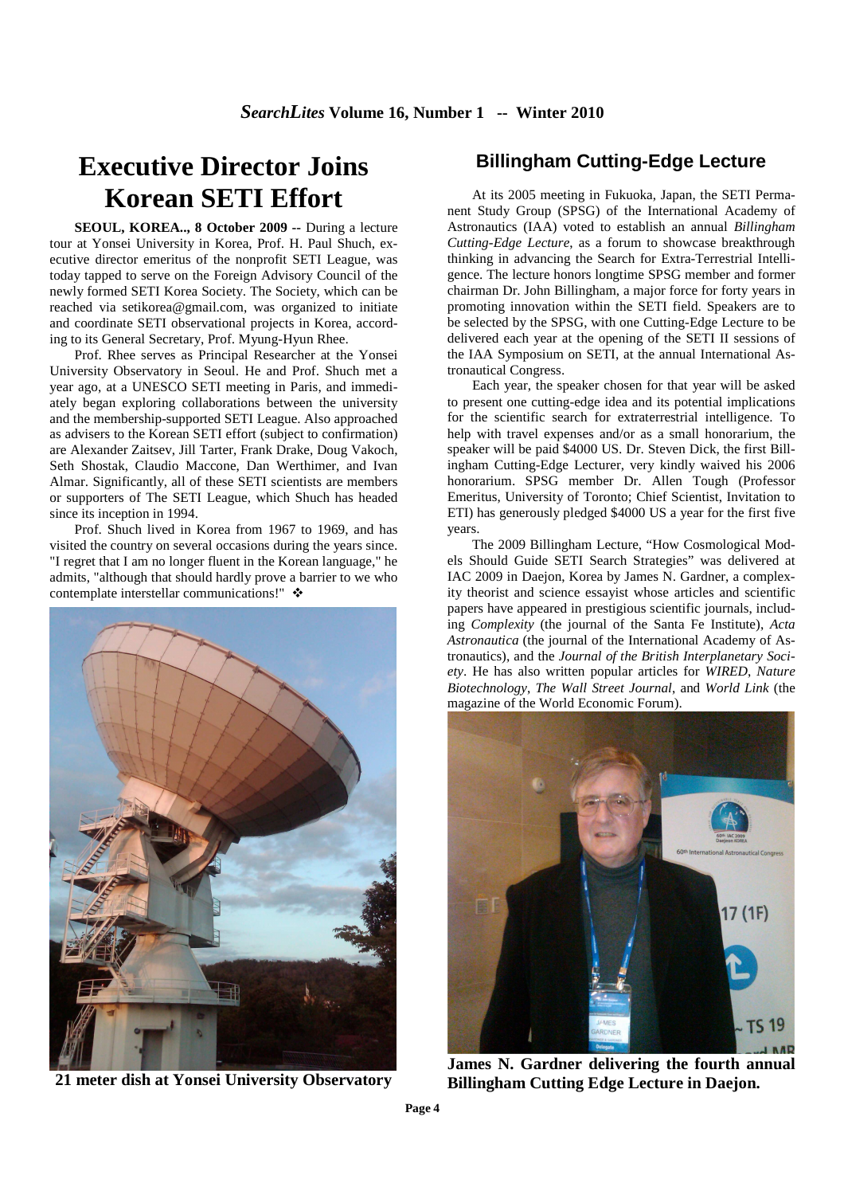# Executive Director Joins Korean SETI Effort

**SEOUL, KOREA.., 8 October 2009** -- During a lecture tour at Yonsei University in Korea, Prof. H. Paul Shuch, executive director emeritus of the nonprofit SETI League, was today tapped to serve on the Foreign Advisory Council of the newly formed SETI Korea Society. The Society, which can be reached via setikorea@gmail.com, was organized to initiate and coordinate SETI observational projects in Korea, according to its General Secretary, Prof. Myung-Hyun Rhee.

Prof. Rhee serves as Principal Researcher at the Yonsei University Observatory in Seoul. He and Prof. Shuch met a year ago, at a UNESCO SETI meeting in Paris, and immediately began exploring collaborations between the university and the membership-supported SETI League. Also approached as advisers to the Korean SETI effort (subject to confirmation) are Alexander Zaitsev, Jill Tarter, Frank Drake, Doug Vakoch, Seth Shostak, Claudio Maccone, Dan Werthimer, and Ivan Almar. Significantly, all of these SETI scientists are members or supporters of The SETI League, which Shuch has headed since its inception in 1994.

Prof. Shuch lived in Korea from 1967 to 1969, and has visited the country on several occasions during the years since. "I regret that I am no longer fluent in the Korean language," he admits, "although that should hardly prove a barrier to we who contemplate interstellar communications!" ❖

**21 meter dish at Yonsei University Observatory**

## Billingham Cutting-Edge Lecture

At its 2005 meeting in Fukuoka, Japan, the SETI Permanent Study Group (SPSG) of the International Academy of Astronautics (IAA) voted to establish an annual *Billingham Cutting-Edge Lecture*, as a forum to showcase breakthrough thinking in advancing the Search for Extra-Terrestrial Intelligence. The lecture honors longtime SPSG member and former chairman Dr. John Billingham, a major force for forty years in promoting innovation within the SETI field. Speakers are to be selected by the SPSG, with one Cutting-Edge Lecture to be delivered each year at the opening of the SETI II sessions of the IAA Symposium on SETI, at the annual International Astronautical Congress.

Each year, the speaker chosen for that year will be asked to present one cutting-edge idea and its potential implications for the scientific search for extraterrestrial intelligence. To help with travel expenses and/or as a small honorarium, the speaker will be paid $4000 US. Dr. Steven Dick, the first Billingham Cutting-Edge Lecturer, very kindly waived his 2006 honorarium. SPSG member Dr. Allen Tough (Professor Emeritus, University of Toronto; Chief Scientist, Invitation to ETI) has generously pledged $4000 US a year for the first five years.

The 2009 Billingham Lecture, "How Cosmological Models Should Guide SETI Search Strategies" was delivered at IAC 2009 in Daejon, Korea by James N. Gardner, a complexity theorist and science essayist whose articles and scientific papers have appeared in prestigious scientific journals, including *Complexity* (the journal of the Santa Fe Institute), *Acta Astronautica* (the journal of the International Academy of Astronautics), and the *Journal of the British Interplanetary Society*. He has also written popular articles for *WIRED*, *Nature Biotechnology*, *The Wall Street Journal*, and *World Link* (the magazine of the World Economic Forum).

**James N. Gardner delivering the fourth annual Billingham Cutting Edge Lecture in Daejon.**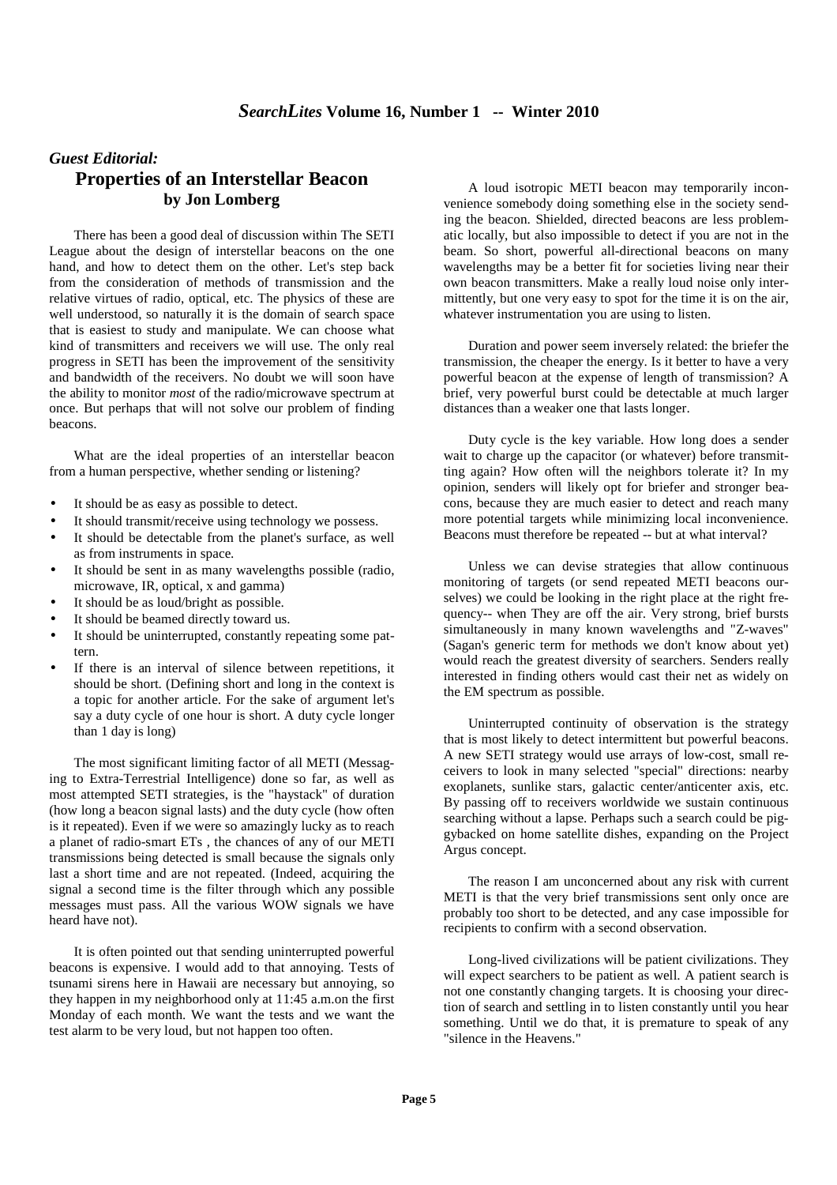## *Guest Editorial:*

# Properties of an Interstellar Beacon

### by Jon Lomberg

There has been a good deal of discussion within The SETI League about the design of interstellar beacons on the one hand, and how to detect them on the other. Let's step back from the consideration of methods of transmission and the relative virtues of radio, optical, etc. The physics of these are well understood, so naturally it is the domain of search space that is easiest to study and manipulate. We can choose what kind of transmitters and receivers we will use. The only real progress in SETI has been the improvement of the sensitivity and bandwidth of the receivers. No doubt we will soon have the ability to monitor *most* of the radio/microwave spectrum at once. But perhaps that will not solve our problem of finding beacons.

What are the ideal properties of an interstellar beacon from a human perspective, whether sending or listening?

- It should be as easy as possible to detect.
- It should transmit/receive using technology we possess.
- It should be detectable from the planet's surface, as well as from instruments in space.
- It should be sent in as many wavelengths possible (radio, microwave, IR, optical, x and gamma)
- It should be as loud/bright as possible.
- It should be beamed directly toward us.
- It should be uninterrupted, constantly repeating some pattern.
- If there is an interval of silence between repetitions, it should be short. (Defining short and long in the context is a topic for another article. For the sake of argument let's say a duty cycle of one hour is short. A duty cycle longer than 1 day is long)

The most significant limiting factor of all METI (Messaging to Extra-Terrestrial Intelligence) done so far, as well as most attempted SETI strategies, is the "haystack" of duration (how long a beacon signal lasts) and the duty cycle (how often is it repeated). Even if we were so amazingly lucky as to reach a planet of radio-smart ETs , the chances of any of our METI transmissions being detected is small because the signals only last a short time and are not repeated. (Indeed, acquiring the signal a second time is the filter through which any possible messages must pass. All the various WOW signals we have heard have not).

It is often pointed out that sending uninterrupted powerful beacons is expensive. I would add to that annoying. Tests of tsunami sirens here in Hawaii are necessary but annoying, so they happen in my neighborhood only at 11:45 a.m.on the first Monday of each month. We want the tests and we want the test alarm to be very loud, but not happen too often.

A loud isotropic METI beacon may temporarily inconvenience somebody doing something else in the society sending the beacon. Shielded, directed beacons are less problematic locally, but also impossible to detect if you are not in the beam. So short, powerful all-directional beacons on many wavelengths may be a better fit for societies living near their own beacon transmitters. Make a really loud noise only intermittently, but one very easy to spot for the time it is on the air, whatever instrumentation you are using to listen.

Duration and power seem inversely related: the briefer the transmission, the cheaper the energy. Is it better to have a very powerful beacon at the expense of length of transmission? A brief, very powerful burst could be detectable at much larger distances than a weaker one that lasts longer.

Duty cycle is the key variable. How long does a sender wait to charge up the capacitor (or whatever) before transmitting again? How often will the neighbors tolerate it? In my opinion, senders will likely opt for briefer and stronger beacons, because they are much easier to detect and reach many more potential targets while minimizing local inconvenience. Beacons must therefore be repeated -- but at what interval?

Unless we can devise strategies that allow continuous monitoring of targets (or send repeated METI beacons ourselves) we could be looking in the right place at the right frequency-- when They are off the air. Very strong, brief bursts simultaneously in many known wavelengths and "Z-waves" (Sagan's generic term for methods we don't know about yet) would reach the greatest diversity of searchers. Senders really interested in finding others would cast their net as widely on the EM spectrum as possible.

Uninterrupted continuity of observation is the strategy that is most likely to detect intermittent but powerful beacons. A new SETI strategy would use arrays of low-cost, small receivers to look in many selected "special" directions: nearby exoplanets, sunlike stars, galactic center/anticenter axis, etc. By passing off to receivers worldwide we sustain continuous searching without a lapse. Perhaps such a search could be piggybacked on home satellite dishes, expanding on the Project Argus concept.

The reason I am unconcerned about any risk with current METI is that the very brief transmissions sent only once are probably too short to be detected, and any case impossible for recipients to confirm with a second observation.

Long-lived civilizations will be patient civilizations. They will expect searchers to be patient as well. A patient search is not one constantly changing targets. It is choosing your direction of search and settling in to listen constantly until you hear something. Until we do that, it is premature to speak of any "silence in the Heavens."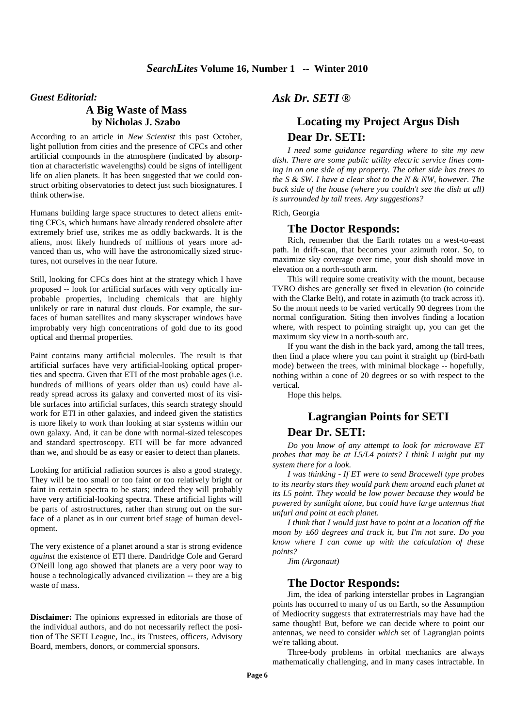## *Guest Editorial:*

### A Big Waste of Mass

**by Nicholas J. Szabo**

According to an article in *New Scientist* this past October, light pollution from cities and the presence of CFCs and other artificial compounds in the atmosphere (indicated by absorption at characteristic wavelengths) could be signs of intelligent life on alien planets. It has been suggested that we could construct orbiting observatories to detect just such biosignatures. I think otherwise.

Humans building large space structures to detect aliens emitting CFCs, which humans have already rendered obsolete after extremely brief use, strikes me as oddly backwards. It is the aliens, most likely hundreds of millions of years more advanced than us, who will have the astronomically sized structures, not ourselves in the near future.

Still, looking for CFCs does hint at the strategy which I have proposed -- look for artificial surfaces with very optically improbable properties, including chemicals that are highly unlikely or rare in natural dust clouds. For example, the surfaces of human satellites and many skyscraper windows have improbably very high concentrations of gold due to its good optical and thermal properties.

Paint contains many artificial molecules. The result is that artificial surfaces have very artificial-looking optical properties and spectra. Given that ETI of the most probable ages (i.e. hundreds of millions of years older than us) could have already spread across its galaxy and converted most of its visible surfaces into artificial surfaces, this search strategy should work for ETI in other galaxies, and indeed given the statistics is more likely to work than looking at star systems within our own galaxy. And, it can be done with normal-sized telescopes and standard spectroscopy. ETI will be far more advanced than we, and should be as easy or easier to detect than planets.

Looking for artificial radiation sources is also a good strategy. They will be too small or too faint or too relatively bright or faint in certain spectra to be stars; indeed they will probably have very artificial-looking spectra. These artificial lights will be parts of astrostructures, rather than strung out on the surface of a planet as in our current brief stage of human development.

The very existence of a planet around a star is strong evidence *against* the existence of ETI there. Dandridge Cole and Gerard O'Neill long ago showed that planets are a very poor way to house a technologically advanced civilization -- they are a big waste of mass.

**Disclaimer:** The opinions expressed in editorials are those of the individual authors, and do not necessarily reflect the position of The SETI League, Inc., its Trustees, officers, Advisory Board, members, donors, or commercial sponsors.

## *Ask Dr. SETI ®*

### Locating my Project Argus Dish

#### Dear Dr. SETI:

*I need some guidance regarding where to site my new dish. There are some public utility electric service lines coming in on one side of my property. The other side has trees to the S & SW. I have a clear shot to the N & NW, however. The back side of the house (where you couldn't see the dish at all) is surrounded by tall trees. Any suggestions?*

Rich, Georgia

#### The Doctor Responds:

Rich, remember that the Earth rotates on a west-to-east path. In drift-scan, that becomes your azimuth rotor. So, to maximize sky coverage over time, your dish should move in elevation on a north-south arm.

This will require some creativity with the mount, because TVRO dishes are generally set fixed in elevation (to coincide with the Clarke Belt), and rotate in azimuth (to track across it). So the mount needs to be varied vertically 90 degrees from the normal configuration. Siting then involves finding a location where, with respect to pointing straight up, you can get the maximum sky view in a north-south arc.

If you want the dish in the back yard, among the tall trees, then find a place where you can point it straight up (bird-bath mode) between the trees, with minimal blockage -- hopefully, nothing within a cone of 20 degrees or so with respect to the vertical.

Hope this helps.

### Lagrangian Points for SETI

#### Dear Dr. SETI:

*Do you know of any attempt to look for microwave ET probes that may be at L5/L4 points? I think I might put my system there for a look.*

*I was thinking - If ET were to send Bracewell type probes to its nearby stars they would park them around each planet at its L5 point. They would be low power because they would be powered by sunlight alone, but could have large antennas that unfurl and point at each planet.*

*I think that I would just have to point at a location off the moon by ±60 degrees and track it, but I'm not sure. Do you know where I can come up with the calculation of these points?*

*Jim (Argonaut)*

#### The Doctor Responds:

Jim, the idea of parking interstellar probes in Lagrangian points has occurred to many of us on Earth, so the Assumption of Mediocrity suggests that extraterrestrials may have had the same thought! But, before we can decide where to point our antennas, we need to consider *which* set of Lagrangian points we're talking about.

Three-body problems in orbital mechanics are always mathematically challenging, and in many cases intractable. In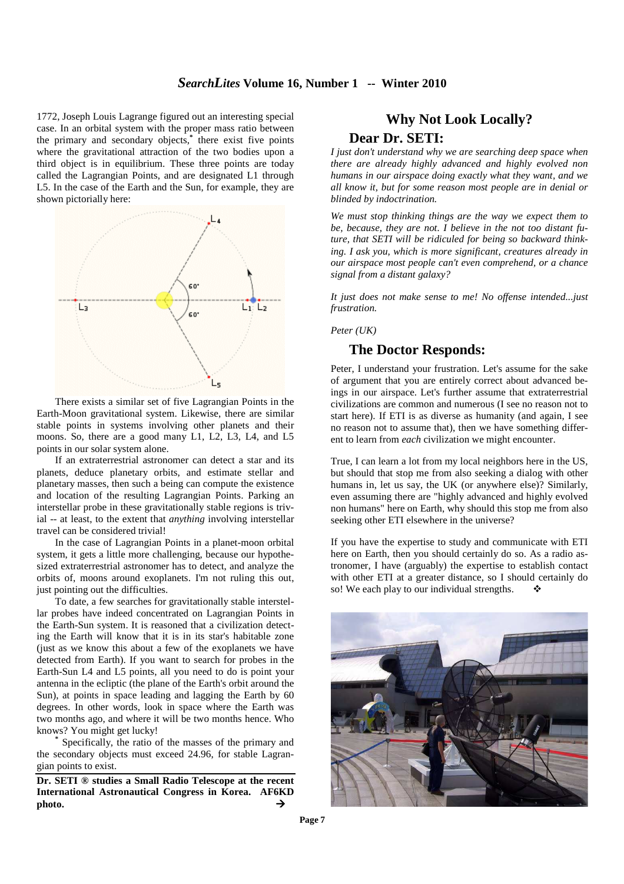1772, Joseph Louis Lagrange figured out an interesting special case. In an orbital system with the proper mass ratio between the primary and secondary objects,* there exist five points where the gravitational attraction of the two bodies upon a third object is in equilibrium. These three points are today called the Lagrangian Points, and are designated L1 through L5. In the case of the Earth and the Sun, for example, they are shown pictorially here:

There exists a similar set of five Lagrangian Points in the Earth-Moon gravitational system. Likewise, there are similar stable points in systems involving other planets and their moons. So, there are a good many L1, L2, L3, L4, and L5 points in our solar system alone.

If an extraterrestrial astronomer can detect a star and its planets, deduce planetary orbits, and estimate stellar and planetary masses, then such a being can compute the existence and location of the resulting Lagrangian Points. Parking an interstellar probe in these gravitationally stable regions is trivial -- at least, to the extent that *anything* involving interstellar travel can be considered trivial!

In the case of Lagrangian Points in a planet-moon orbital system, it gets a little more challenging, because our hypothesized extraterrestrial astronomer has to detect, and analyze the orbits of, moons around exoplanets. I'm not ruling this out, just pointing out the difficulties.

To date, a few searches for gravitationally stable interstellar probes have indeed concentrated on Lagrangian Points in the Earth-Sun system. It is reasoned that a civilization detecting the Earth will know that it is in its star's habitable zone (just as we know this about a few of the exoplanets we have detected from Earth). If you want to search for probes in the Earth-Sun L4 and L5 points, all you need to do is point your antenna in the ecliptic (the plane of the Earth's orbit around the Sun), at points in space leading and lagging the Earth by 60 degrees. In other words, look in space where the Earth was two months ago, and where it will be two months hence. Who knows? You might get lucky!

* Specifically, the ratio of the masses of the primary and the secondary objects must exceed 24.96, for stable Lagrangian points to exist.

**Dr. SETI ® studies a Small Radio Telescope at the recent International Astronautical Congress in Korea. AF6KD photo.** →

## Why Not Look Locally?

### Dear Dr. SETI:

*I just don't understand why we are searching deep space when there are already highly advanced and highly evolved non humans in our airspace doing exactly what they want, and we all know it, but for some reason most people are in denial or blinded by indoctrination.*

*We must stop thinking things are the way we expect them to be, because, they are not. I believe in the not too distant future, that SETI will be ridiculed for being so backward thinking. I ask you, which is more significant, creatures already in our airspace most people can't even comprehend, or a chance signal from a distant galaxy?*

*It just does not make sense to me! No offense intended...just frustration.*

*Peter (UK)*

### The Doctor Responds:

Peter, I understand your frustration. Let's assume for the sake of argument that you are entirely correct about advanced beings in our airspace. Let's further assume that extraterrestrial civilizations are common and numerous (I see no reason not to start here). If ETI is as diverse as humanity (and again, I see no reason not to assume that), then we have something different to learn from *each* civilization we might encounter.

True, I can learn a lot from my local neighbors here in the US, but should that stop me from also seeking a dialog with other humans in, let us say, the UK (or anywhere else)? Similarly, even assuming there are "highly advanced and highly evolved non humans" here on Earth, why should this stop me from also seeking other ETI elsewhere in the universe?

If you have the expertise to study and communicate with ETI here on Earth, then you should certainly do so. As a radio astronomer, I have (arguably) the expertise to establish contact with other ETI at a greater distance, so I should certainly do so! We each play to our individual strengths. ❖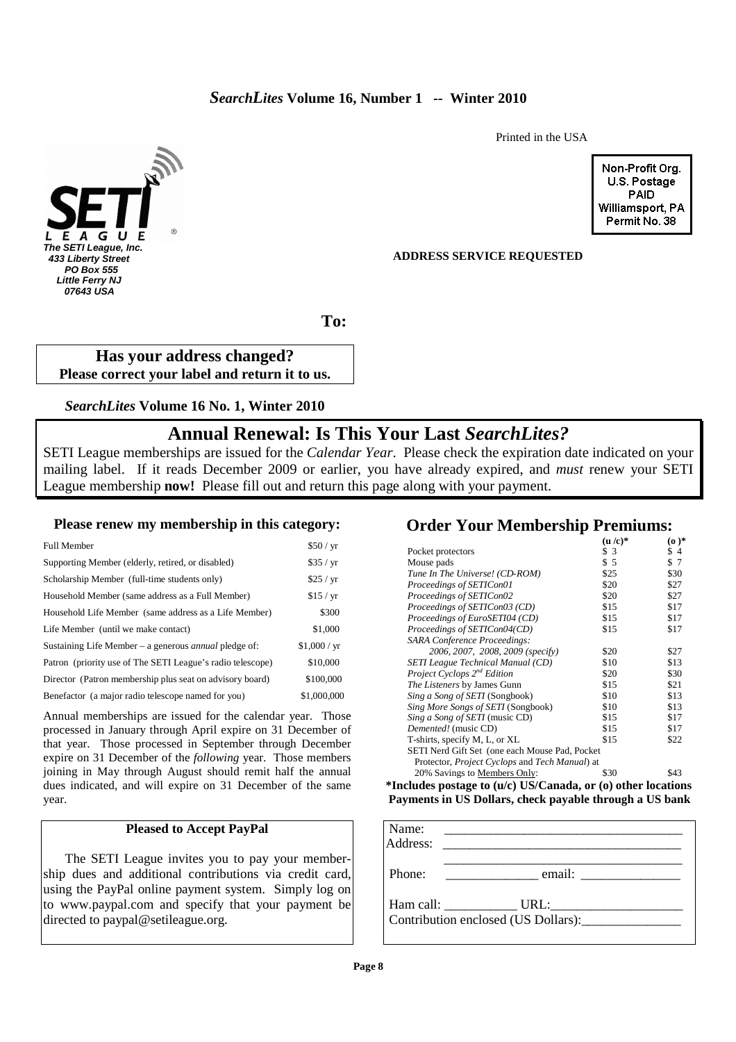***SearchLites* Volume 16, Number 1 -- Winter 2010**

Printed in the USA

Non-Profit Org.
U.S. Postage
PAID
Williamsport, PA
Permit No. 38

***The SETI League, Inc.***
***433 Liberty Street***
***PO Box 555***
***Little Ferry NJ***
***07643 USA***

**ADDRESS SERVICE REQUESTED**

**To:**

**Has your address changed?**
**Please correct your label and return it to us.**

***SearchLites* Volume 16 No. 1, Winter 2010**

# Annual Renewal: Is This Your Last *SearchLites?*

SETI League memberships are issued for the *Calendar Year*. Please check the expiration date indicated on your mailing label. If it reads December 2009 or earlier, you have already expired, and *must* renew your SETI League membership **now!** Please fill out and return this page along with your payment.

## Please renew my membership in this category:

| | |
|---|---|
| Full Member | $50 / yr |
| Supporting Member (elderly, retired, or disabled) | $35 / yr |
| Scholarship Member (full-time students only) | $25 / yr |
| Household Member (same address as a Full Member) | $15 / yr |
| Household Life Member (same address as a Life Member) | $300 |
| Life Member (until we make contact) | $1,000 |
| Sustaining Life Member – a generous *annual* pledge of: | $1,000 / yr |
| Patron (priority use of The SETI League's radio telescope) | $10,000 |
| Director (Patron membership plus seat on advisory board) | $100,000 |
| Benefactor (a major radio telescope named for you) | $1,000,000 |

Annual memberships are issued for the calendar year. Those processed in January through April expire on 31 December of that year. Those processed in September through December expire on 31 December of the *following* year. Those members joining in May through August should remit half the annual dues indicated, and will expire on 31 December of the same year.

### Pleased to Accept PayPal

The SETI League invites you to pay your membership dues and additional contributions via credit card, using the PayPal online payment system. Simply log on to www.paypal.com and specify that your payment be directed to paypal@setileague.org.

## Order Your Membership Premiums:

| | (u /c)* | (o )* |
|---|---|---|
| Pocket protectors | $ 3 | $ 4 |
| Mouse pads | $ 5 | $ 7 |
| *Tune In The Universe! (CD-ROM)* | $25 | $30 |
| *Proceedings of SETICon01* | $20 | $27 |
| *Proceedings of SETICon02* | $20 | $27 |
| *Proceedings of SETICon03 (CD)* | $15 | $17 |
| *Proceedings of EuroSETI04 (CD)* | $15 | $17 |
| *Proceedings of SETICon04(CD)* | $15 | $17 |
| *SARA Conference Proceedings: 2006, 2007, 2008, 2009 (specify)* | $20 | $27 |
| *SETI League Technical Manual (CD)* | $10 | $13 |
| *Project Cyclops 2nd Edition* | $20 | $30 |
| *The Listeners* by James Gunn | $15 | $21 |
| *Sing a Song of SETI* (Songbook) | $10 | $13 |
| *Sing More Songs of SETI* (Songbook) | $10 | $13 |
| *Sing a Song of SETI* (music CD) | $15 | $17 |
| *Demented!* (music CD) | $15 | $17 |
| T-shirts, specify M, L, or XL | $15 | $22 |
| SETI Nerd Gift Set (one each Mouse Pad, Pocket Protector, *Project Cyclops* and *Tech Manual*) at 20% Savings to Members Only: | $30 | $43 |

**\*Includes postage to (u/c) US/Canada, or (o) other locations**
**Payments in US Dollars, check payable through a US bank**

Name: ____________________________________
Address: ____________________________________
____________________________________
Phone: ______________ email: _______________

Ham call: ___________ URL:____________________
Contribution enclosed (US Dollars):_______________